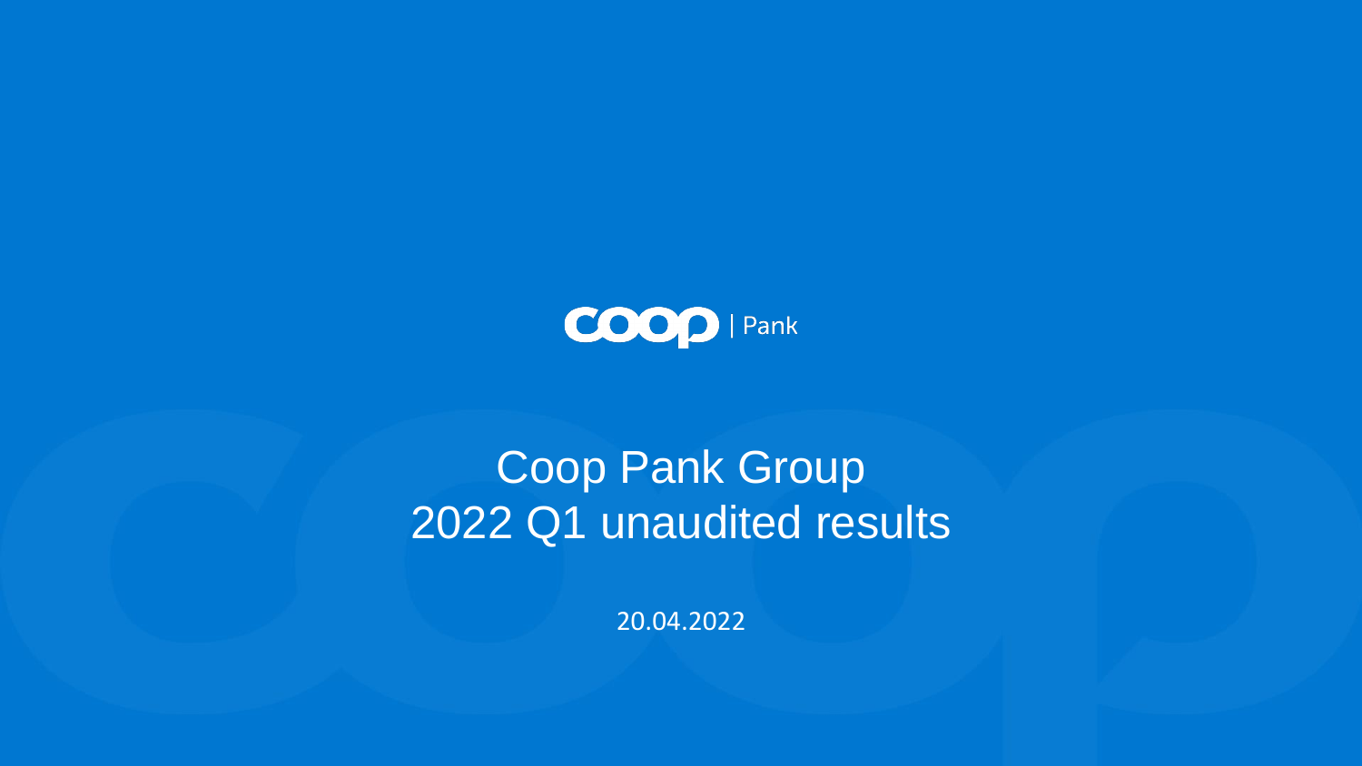coop | Pank

# Coop Pank Group
# 2022 Q1 unaudited results

20.04.2022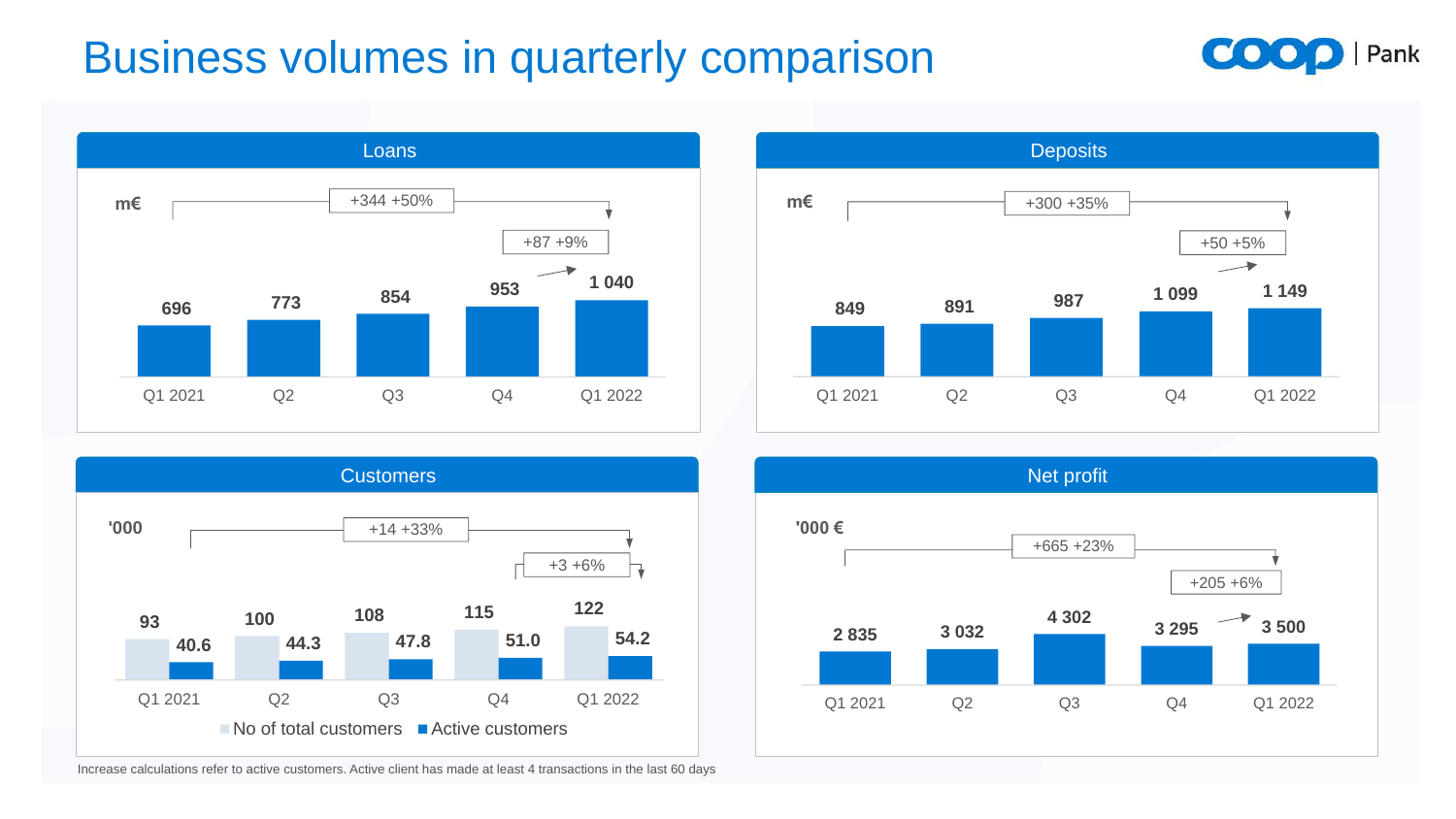# Business volumes in quarterly comparison

## Loans

m€

+344 +50%

+87 +9%

| | Q1 2021 | Q2 | Q3 | Q4 | Q1 2022 |
|---|---|---|---|---|---|
| Loans | 696 | 773 | 854 | 953 | 1 040 |

## Deposits

m€

+300 +35%

+50 +5%

| | Q1 2021 | Q2 | Q3 | Q4 | Q1 2022 |
|---|---|---|---|---|---|
| Deposits | 849 | 891 | 987 | 1 099 | 1 149 |

## Customers

'000

+14 +33%

+3 +6%

| | Q1 2021 | Q2 | Q3 | Q4 | Q1 2022 |
|---|---|---|---|---|---|
| No of total customers | 93 | 100 | 108 | 115 | 122 |
| Active customers | 40.6 | 44.3 | 47.8 | 51.0 | 54.2 |

Increase calculations refer to active customers. Active client has made at least 4 transactions in the last 60 days

## Net profit

'000 €

+665 +23%

+205 +6%

| | Q1 2021 | Q2 | Q3 | Q4 | Q1 2022 |
|---|---|---|---|---|---|
| Net profit | 2 835 | 3 032 | 4 302 | 3 295 | 3 500 |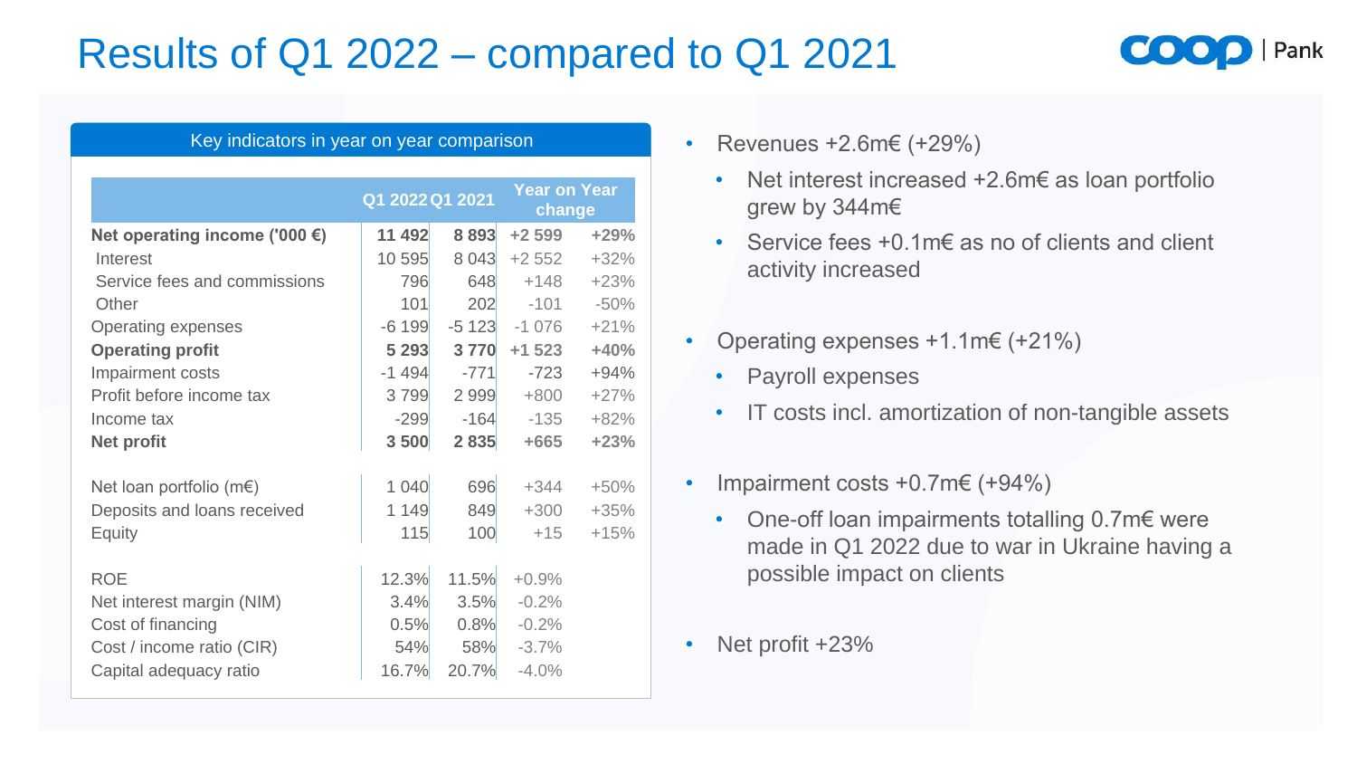# Results of Q1 2022 – compared to Q1 2021

**Key indicators in year on year comparison**

| | Q1 2022 | Q1 2021 | Year on Year change | |
|---|---|---|---|---|
| **Net operating income ('000 €)** | **11 492** | **8 893** | **+2 599** | **+29%** |
| Interest | 10 595 | 8 043 | +2 552 | +32% |
| Service fees and commissions | 796 | 648 | +148 | +23% |
| Other | 101 | 202 | -101 | -50% |
| Operating expenses | -6 199 | -5 123 | -1 076 | +21% |
| **Operating profit** | **5 293** | **3 770** | **+1 523** | **+40%** |
| Impairment costs | -1 494 | -771 | -723 | +94% |
| Profit before income tax | 3 799 | 2 999 | +800 | +27% |
| Income tax | -299 | -164 | -135 | +82% |
| **Net profit** | **3 500** | **2 835** | **+665** | **+23%** |
| | | | | |
| Net loan portfolio (m€) | 1 040 | 696 | +344 | +50% |
| Deposits and loans received | 1 149 | 849 | +300 | +35% |
| Equity | 115 | 100 | +15 | +15% |
| | | | | |
| ROE | 12.3% | 11.5% | +0.9% | |
| Net interest margin (NIM) | 3.4% | 3.5% | -0.2% | |
| Cost of financing | 0.5% | 0.8% | -0.2% | |
| Cost / income ratio (CIR) | 54% | 58% | -3.7% | |
| Capital adequacy ratio | 16.7% | 20.7% | -4.0% | |

- Revenues +2.6m€ (+29%)
  - Net interest increased +2.6m€ as loan portfolio grew by 344m€
  - Service fees +0.1m€ as no of clients and client activity increased
- Operating expenses +1.1m€ (+21%)
  - Payroll expenses
  - IT costs incl. amortization of non-tangible assets
- Impairment costs +0.7m€ (+94%)
  - One-off loan impairments totalling 0.7m€ were made in Q1 2022 due to war in Ukraine having a possible impact on clients
- Net profit +23%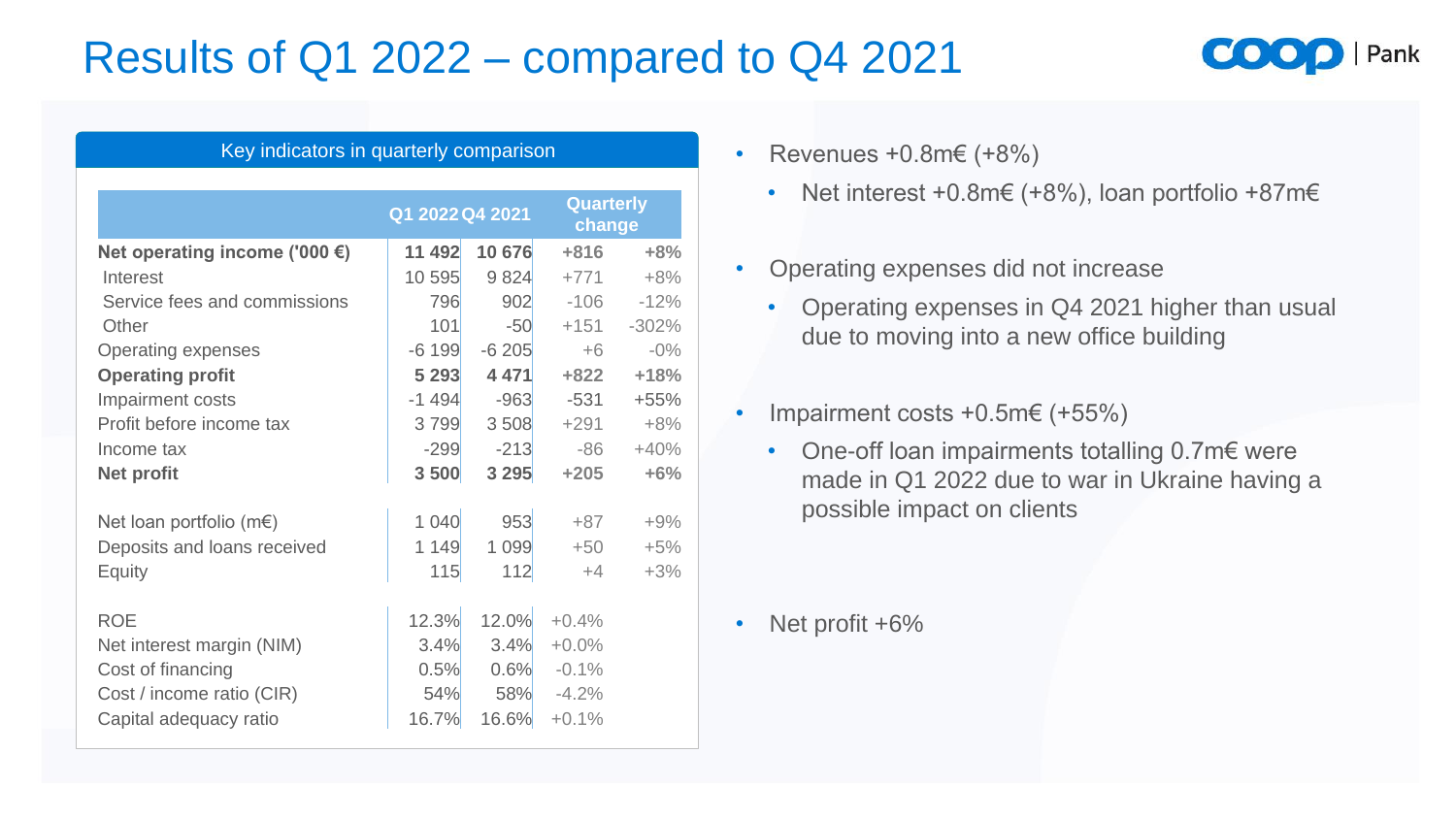# Results of Q1 2022 – compared to Q4 2021

**Key indicators in quarterly comparison**

| | Q1 2022 | Q4 2021 | Quarterly change | |
|---|---|---|---|---|
| **Net operating income ('000 €)** | **11 492** | **10 676** | **+816** | **+8%** |
| Interest | 10 595 | 9 824 | +771 | +8% |
| Service fees and commissions | 796 | 902 | -106 | -12% |
| Other | 101 | -50 | +151 | -302% |
| Operating expenses | -6 199 | -6 205 | +6 | -0% |
| **Operating profit** | **5 293** | **4 471** | **+822** | **+18%** |
| Impairment costs | -1 494 | -963 | -531 | +55% |
| Profit before income tax | 3 799 | 3 508 | +291 | +8% |
| Income tax | -299 | -213 | -86 | +40% |
| **Net profit** | **3 500** | **3 295** | **+205** | **+6%** |
| | | | | |
| Net loan portfolio (m€) | 1 040 | 953 | +87 | +9% |
| Deposits and loans received | 1 149 | 1 099 | +50 | +5% |
| Equity | 115 | 112 | +4 | +3% |
| | | | | |
| ROE | 12.3% | 12.0% | +0.4% | |
| Net interest margin (NIM) | 3.4% | 3.4% | +0.0% | |
| Cost of financing | 0.5% | 0.6% | -0.1% | |
| Cost / income ratio (CIR) | 54% | 58% | -4.2% | |
| Capital adequacy ratio | 16.7% | 16.6% | +0.1% | |

- Revenues +0.8m€ (+8%)
  - Net interest +0.8m€ (+8%), loan portfolio +87m€
- Operating expenses did not increase
  - Operating expenses in Q4 2021 higher than usual due to moving into a new office building
- Impairment costs +0.5m€ (+55%)
  - One-off loan impairments totalling 0.7m€ were made in Q1 2022 due to war in Ukraine having a possible impact on clients
- Net profit +6%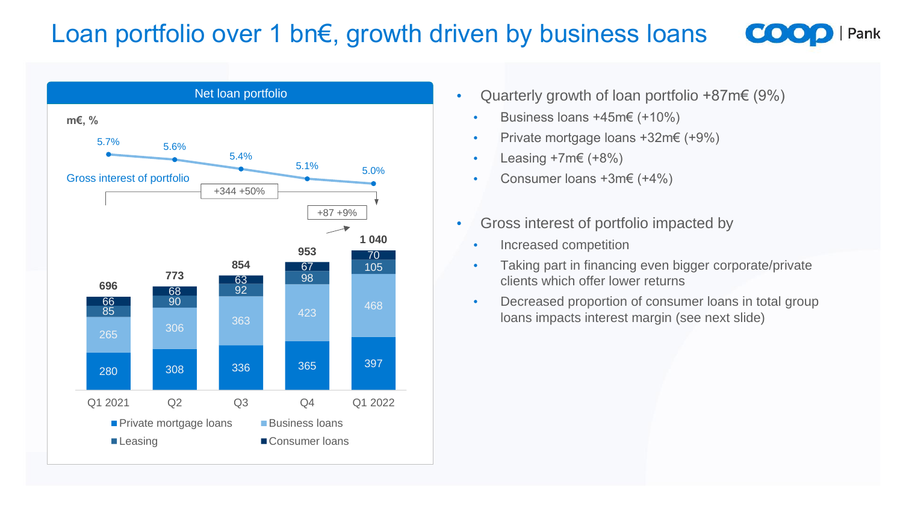# Loan portfolio over 1 bn€, growth driven by business loans

**Net loan portfolio**

m€, %

| | Q1 2021 | Q2 | Q3 | Q4 | Q1 2022 |
|---|---|---|---|---|---|
| Private mortgage loans | 280 | 308 | 336 | 365 | 397 |
| Business loans | 265 | 306 | 363 | 423 | 468 |
| Leasing | 85 | 90 | 92 | 98 | 105 |
| Consumer loans | 66 | 68 | 63 | 67 | 70 |
| Total | 696 | 773 | 854 | 953 | 1 040 |
| Gross interest of portfolio | 5.7% | 5.6% | 5.4% | 5.1% | 5.0% |

Q1 2021 → Q1 2022: +344 +50%

Q4 → Q1 2022: +87 +9%

- Quarterly growth of loan portfolio +87m€ (9%)
  - Business loans +45m€ (+10%)
  - Private mortgage loans +32m€ (+9%)
  - Leasing +7m€ (+8%)
  - Consumer loans +3m€ (+4%)
- Gross interest of portfolio impacted by
  - Increased competition
  - Taking part in financing even bigger corporate/private clients which offer lower returns
  - Decreased proportion of consumer loans in total group loans impacts interest margin (see next slide)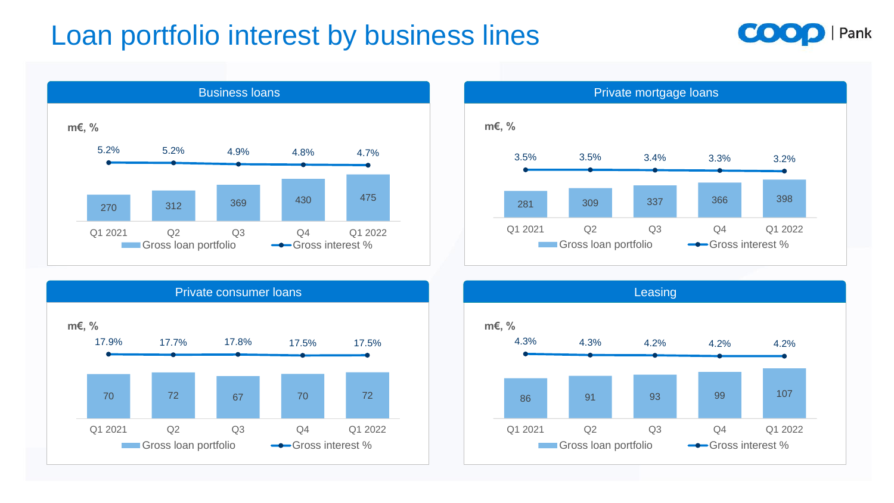# Loan portfolio interest by business lines

## Business loans

m€, %

| | Q1 2021 | Q2 | Q3 | Q4 | Q1 2022 |
|---|---|---|---|---|---|
| Gross loan portfolio | 270 | 312 | 369 | 430 | 475 |
| Gross interest % | 5.2% | 5.2% | 4.9% | 4.8% | 4.7% |

## Private mortgage loans

m€, %

| | Q1 2021 | Q2 | Q3 | Q4 | Q1 2022 |
|---|---|---|---|---|---|
| Gross loan portfolio | 281 | 309 | 337 | 366 | 398 |
| Gross interest % | 3.5% | 3.5% | 3.4% | 3.3% | 3.2% |

## Private consumer loans

m€, %

| | Q1 2021 | Q2 | Q3 | Q4 | Q1 2022 |
|---|---|---|---|---|---|
| Gross loan portfolio | 70 | 72 | 67 | 70 | 72 |
| Gross interest % | 17.9% | 17.7% | 17.8% | 17.5% | 17.5% |

## Leasing

m€, %

| | Q1 2021 | Q2 | Q3 | Q4 | Q1 2022 |
|---|---|---|---|---|---|
| Gross loan portfolio | 86 | 91 | 93 | 99 | 107 |
| Gross interest % | 4.3% | 4.3% | 4.2% | 4.2% | 4.2% |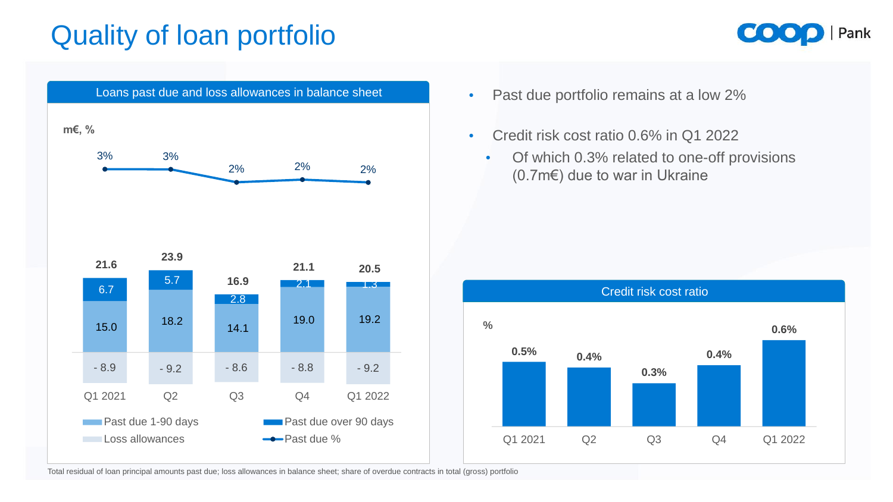# Quality of loan portfolio

## Loans past due and loss allowances in balance sheet

m€, %

| | Q1 2021 | Q2 | Q3 | Q4 | Q1 2022 |
|---|---|---|---|---|---|
| Past due % | 3% | 3% | 2% | 2% | 2% |
| Total | 21.6 | 23.9 | 16.9 | 21.1 | 20.5 |
| Past due over 90 days | 6.7 | 5.7 | 2.8 | 2.1 | 1.3 |
| Past due 1-90 days | 15.0 | 18.2 | 14.1 | 19.0 | 19.2 |
| Loss allowances | - 8.9 | - 9.2 | - 8.6 | - 8.8 | - 9.2 |

- Past due portfolio remains at a low 2%
- Credit risk cost ratio 0.6% in Q1 2022
  - Of which 0.3% related to one-off provisions (0.7m€) due to war in Ukraine

## Credit risk cost ratio

%

| Q1 2021 | Q2 | Q3 | Q4 | Q1 2022 |
|---|---|---|---|---|
| 0.5% | 0.4% | 0.3% | 0.4% | 0.6% |

Total residual of loan principal amounts past due; loss allowances in balance sheet; share of overdue contracts in total (gross) portfolio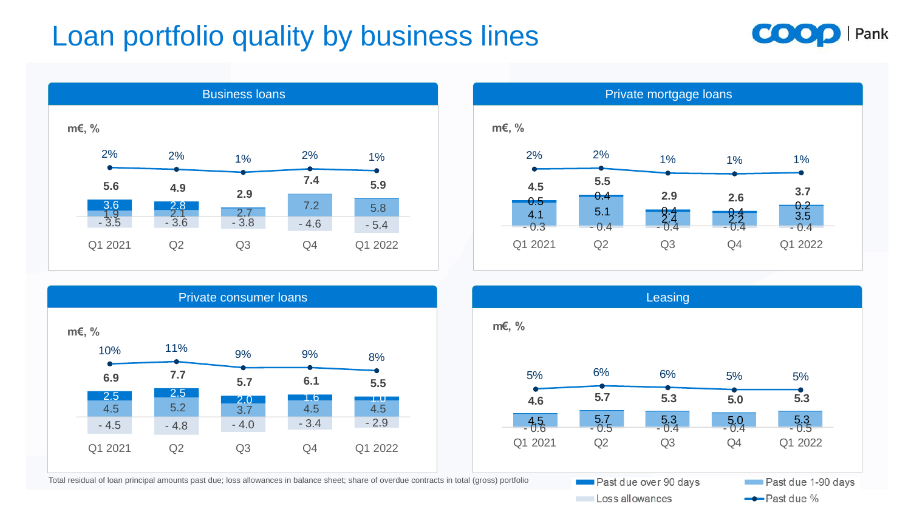# Loan portfolio quality by business lines

## Business loans

m€, %

| | Q1 2021 | Q2 | Q3 | Q4 | Q1 2022 |
|---|---|---|---|---|---|
| Past due % | 2% | 2% | 1% | 2% | 1% |
| Total past due | 5.6 | 4.9 | 2.9 | 7.4 | 5.9 |
| Past due over 90 days | 3.6 | 2.8 | | | |
| Past due 1-90 days | 1.9 | 2.1 | 2.7 | 7.2 | 5.8 |
| Loss allowances | - 3.5 | - 3.6 | - 3.8 | - 4.6 | - 5.4 |

## Private mortgage loans

m€, %

| | Q1 2021 | Q2 | Q3 | Q4 | Q1 2022 |
|---|---|---|---|---|---|
| Past due % | 2% | 2% | 1% | 1% | 1% |
| Total past due | 4.5 | 5.5 | 2.9 | 2.6 | 3.7 |
| Past due over 90 days | 0.5 | 0.4 | 0.4 | 0.4 | 0.2 |
| Past due 1-90 days | 4.1 | 5.1 | 2.4 | 2.2 | 3.5 |
| Loss allowances | - 0.3 | - 0.4 | - 0.4 | - 0.4 | - 0.4 |

## Private consumer loans

m€, %

| | Q1 2021 | Q2 | Q3 | Q4 | Q1 2022 |
|---|---|---|---|---|---|
| Past due % | 10% | 11% | 9% | 9% | 8% |
| Total past due | 6.9 | 7.7 | 5.7 | 6.1 | 5.5 |
| Past due over 90 days | 2.5 | 2.5 | 2.0 | 1.6 | 1.0 |
| Past due 1-90 days | 4.5 | 5.2 | 3.7 | 4.5 | 4.5 |
| Loss allowances | - 4.5 | - 4.8 | - 4.0 | - 3.4 | - 2.9 |

## Leasing

m€, %

| | Q1 2021 | Q2 | Q3 | Q4 | Q1 2022 |
|---|---|---|---|---|---|
| Past due % | 5% | 6% | 6% | 5% | 5% |
| Total past due | 4.6 | 5.7 | 5.3 | 5.0 | 5.3 |
| Past due 1-90 days | 4.5 | 5.7 | 5.3 | 5.0 | 5.3 |
| Loss allowances | - 0.6 | - 0.5 | - 0.4 | - 0.4 | - 0.5 |

Total residual of loan principal amounts past due; loss allowances in balance sheet; share of overdue contracts in total (gross) portfolio

Legend: Past due over 90 days; Past due 1-90 days; Loss allowances; Past due %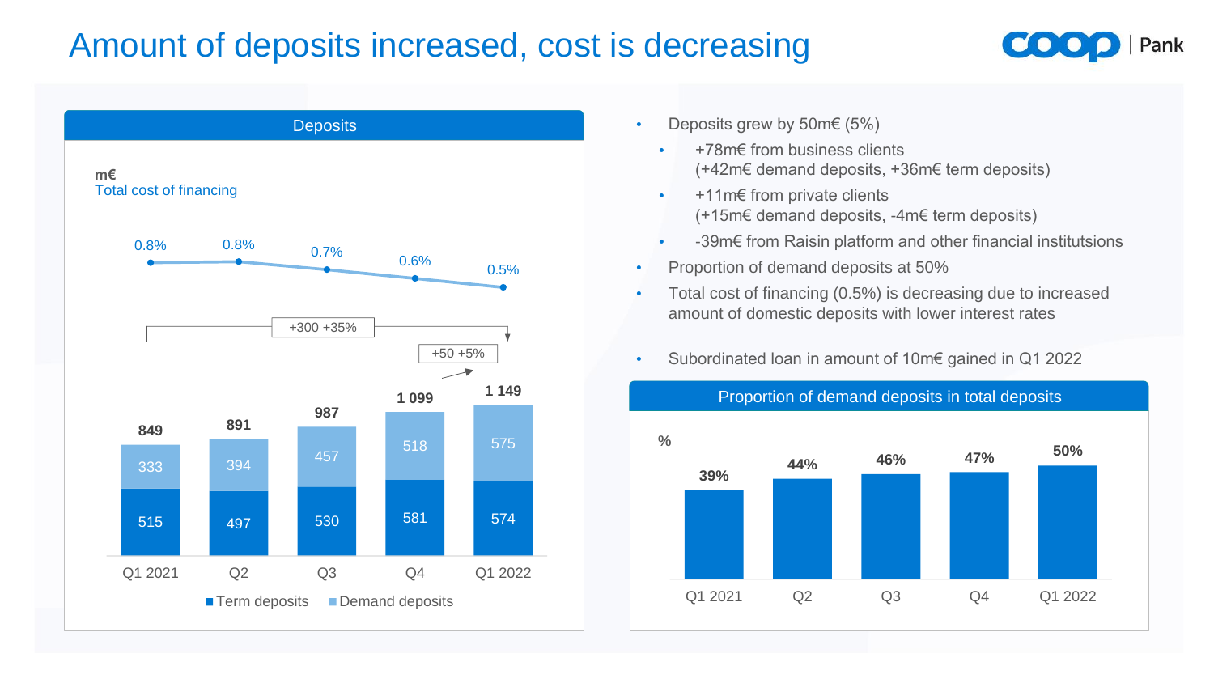# Amount of deposits increased, cost is decreasing

## Deposits

m€

Total cost of financing

| | Q1 2021 | Q2 | Q3 | Q4 | Q1 2022 |
|---|---|---|---|---|---|
| Total cost of financing | 0.8% | 0.8% | 0.7% | 0.6% | 0.5% |
| Term deposits | 515 | 497 | 530 | 581 | 574 |
| Demand deposits | 333 | 394 | 457 | 518 | 575 |
| Total | 849 | 891 | 987 | 1 099 | 1 149 |

+300 +35% (Q1 2021 to Q1 2022)

+50 +5% (Q4 to Q1 2022)

- Deposits grew by 50m€ (5%)
  - +78m€ from business clients (+42m€ demand deposits, +36m€ term deposits)
  - +11m€ from private clients (+15m€ demand deposits, -4m€ term deposits)
  - -39m€ from Raisin platform and other financial institutsions
- Proportion of demand deposits at 50%
- Total cost of financing (0.5%) is decreasing due to increased amount of domestic deposits with lower interest rates
- Subordinated loan in amount of 10m€ gained in Q1 2022

## Proportion of demand deposits in total deposits

%

| Q1 2021 | Q2 | Q3 | Q4 | Q1 2022 |
|---|---|---|---|---|
| 39% | 44% | 46% | 47% | 50% |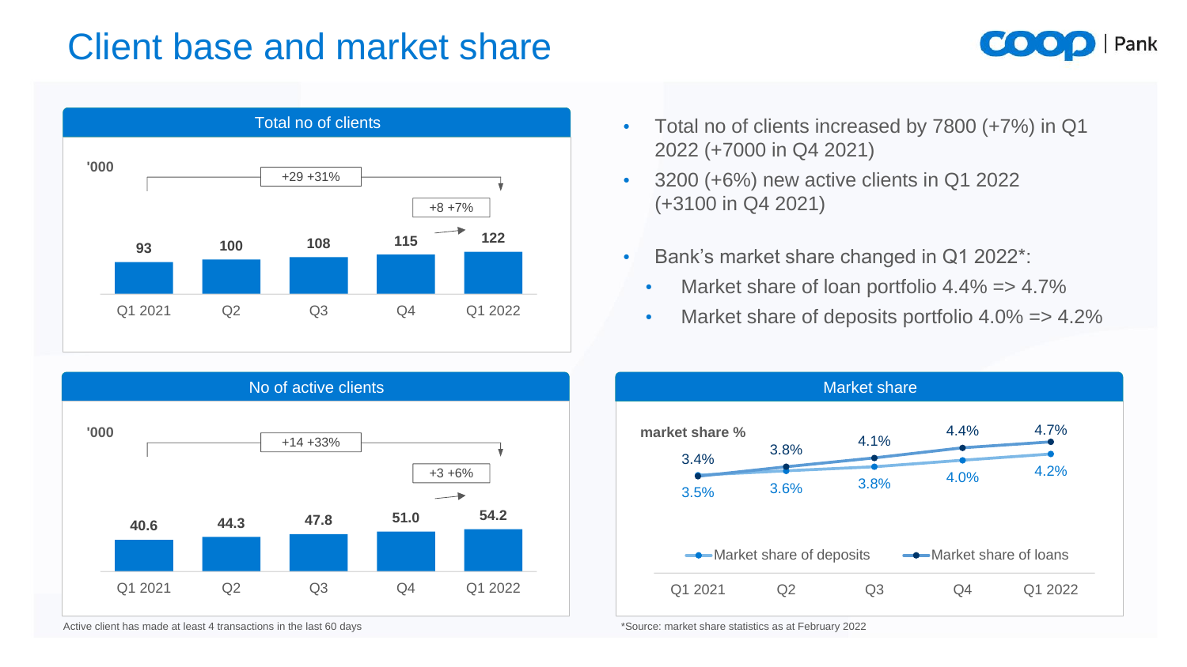# Client base and market share

## Total no of clients

'000

| | Q1 2021 | Q2 | Q3 | Q4 | Q1 2022 |
|---|---|---|---|---|---|
| Total no of clients | 93 | 100 | 108 | 115 | 122 |

+29 +31% (Q1 2021 → Q1 2022)

+8 +7% (Q4 → Q1 2022)

## No of active clients

'000

| | Q1 2021 | Q2 | Q3 | Q4 | Q1 2022 |
|---|---|---|---|---|---|
| No of active clients | 40.6 | 44.3 | 47.8 | 51.0 | 54.2 |

+14 +33% (Q1 2021 → Q1 2022)

+3 +6% (Q4 → Q1 2022)

Active client has made at least 4 transactions in the last 60 days

- Total no of clients increased by 7800 (+7%) in Q1 2022 (+7000 in Q4 2021)
- 3200 (+6%) new active clients in Q1 2022 (+3100 in Q4 2021)
- Bank's market share changed in Q1 2022*:
  - Market share of loan portfolio 4.4% => 4.7%
  - Market share of deposits portfolio 4.0% => 4.2%

## Market share

market share %

| | Q1 2021 | Q2 | Q3 | Q4 | Q1 2022 |
|---|---|---|---|---|---|
| Market share of deposits | 3.5% | 3.6% | 3.8% | 4.0% | 4.2% |
| Market share of loans | 3.4% | 3.8% | 4.1% | 4.4% | 4.7% |

*Source: market share statistics as at February 2022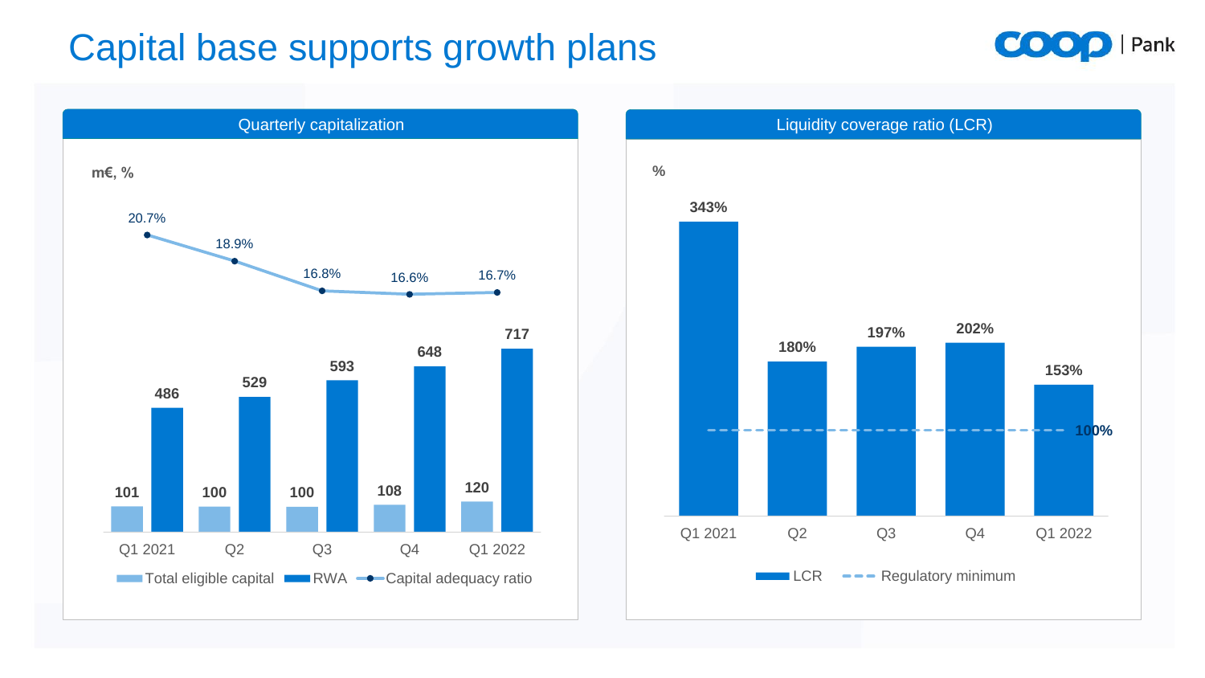# Capital base supports growth plans

## Quarterly capitalization

m€, %

| | Q1 2021 | Q2 | Q3 | Q4 | Q1 2022 |
|---|---|---|---|---|---|
| Total eligible capital | 101 | 100 | 100 | 108 | 120 |
| RWA | 486 | 529 | 593 | 648 | 717 |
| Capital adequacy ratio | 20.7% | 18.9% | 16.8% | 16.6% | 16.7% |

## Liquidity coverage ratio (LCR)

%

| | Q1 2021 | Q2 | Q3 | Q4 | Q1 2022 |
|---|---|---|---|---|---|
| LCR | 343% | 180% | 197% | 202% | 153% |
| Regulatory minimum | 100% | 100% | 100% | 100% | 100% |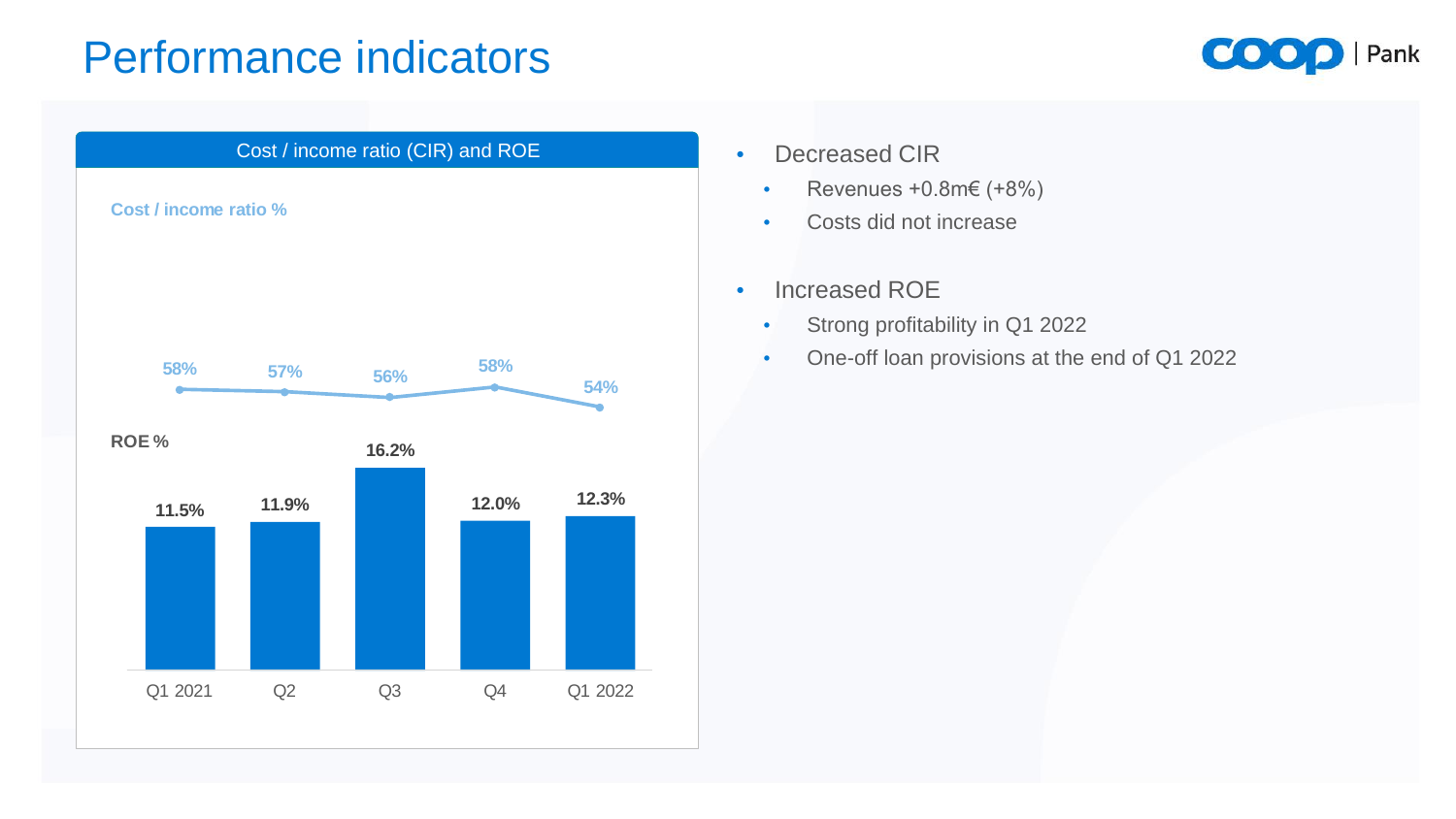# Performance indicators

**Cost / income ratio (CIR) and ROE**

| | Q1 2021 | Q2 | Q3 | Q4 | Q1 2022 |
|---|---|---|---|---|---|
| Cost / income ratio % | 58% | 57% | 56% | 58% | 54% |
| ROE % | 11.5% | 11.9% | 16.2% | 12.0% | 12.3% |

- Decreased CIR
  - Revenues +0.8m€ (+8%)
  - Costs did not increase
- Increased ROE
  - Strong profitability in Q1 2022
  - One-off loan provisions at the end of Q1 2022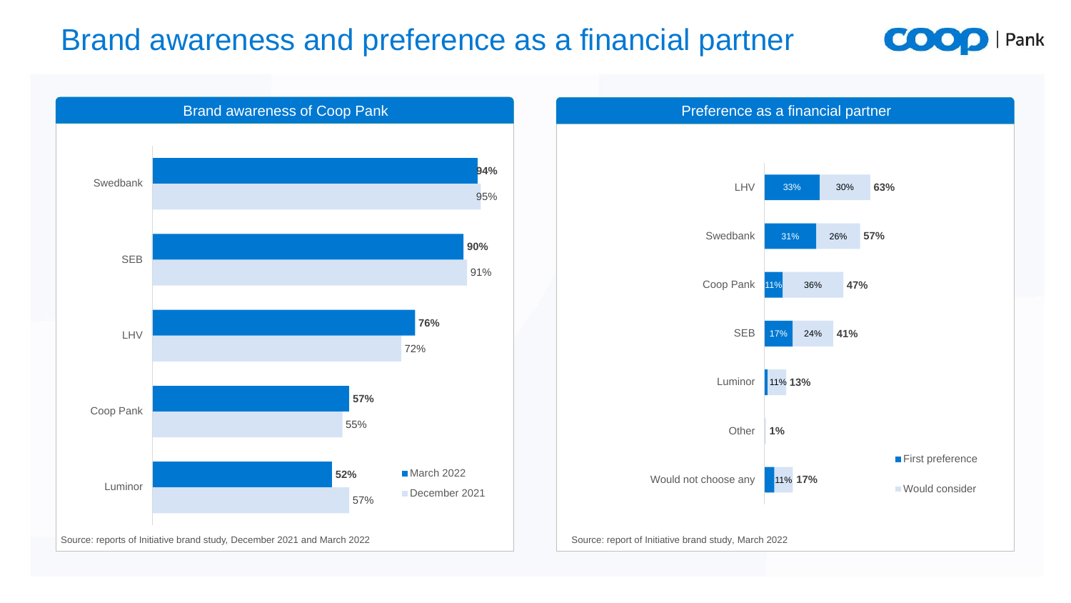# Brand awareness and preference as a financial partner

## Brand awareness of Coop Pank

| Bank | March 2022 | December 2021 |
|---|---|---|
| Swedbank | 94% | 95% |
| SEB | 90% | 91% |
| LHV | 76% | 72% |
| Coop Pank | 57% | 55% |
| Luminor | 52% | 57% |

Source: reports of Initiative brand study, December 2021 and March 2022

## Preference as a financial partner

| Bank | First preference | Would consider | Total |
|---|---|---|---|
| LHV | 33% | 30% | 63% |
| Swedbank | 31% | 26% | 57% |
| Coop Pank | 11% | 36% | 47% |
| SEB | 17% | 24% | 41% |
| Luminor | | 11% | 13% |
| Other | | | 1% |
| Would not choose any | | 11% | 17% |

Source: report of Initiative brand study, March 2022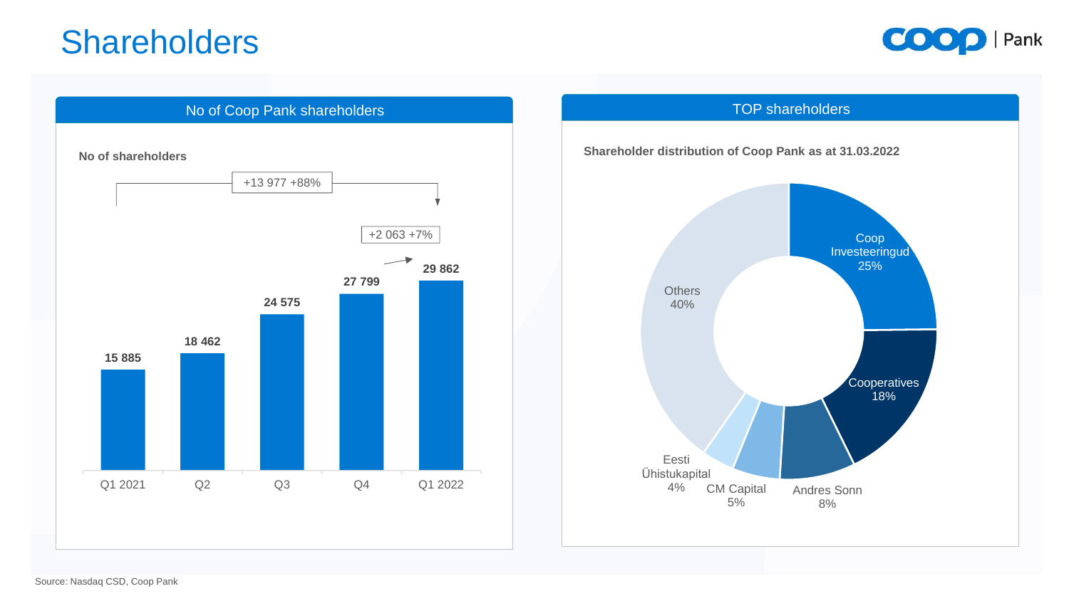# Shareholders

## No of Coop Pank shareholders

**No of shareholders**

+13 977 +88%

+2 063 +7%

| Quarter | No of shareholders |
|---|---|
| Q1 2021 | 15 885 |
| Q2 | 18 462 |
| Q3 | 24 575 |
| Q4 | 27 799 |
| Q1 2022 | 29 862 |

## TOP shareholders

**Shareholder distribution of Coop Pank as at 31.03.2022**

| Shareholder | Share |
|---|---|
| Coop Investeeringud | 25% |
| Cooperatives | 18% |
| Andres Sonn | 8% |
| CM Capital | 5% |
| Eesti Ühistukapital | 4% |
| Others | 40% |

Source: Nasdaq CSD, Coop Pank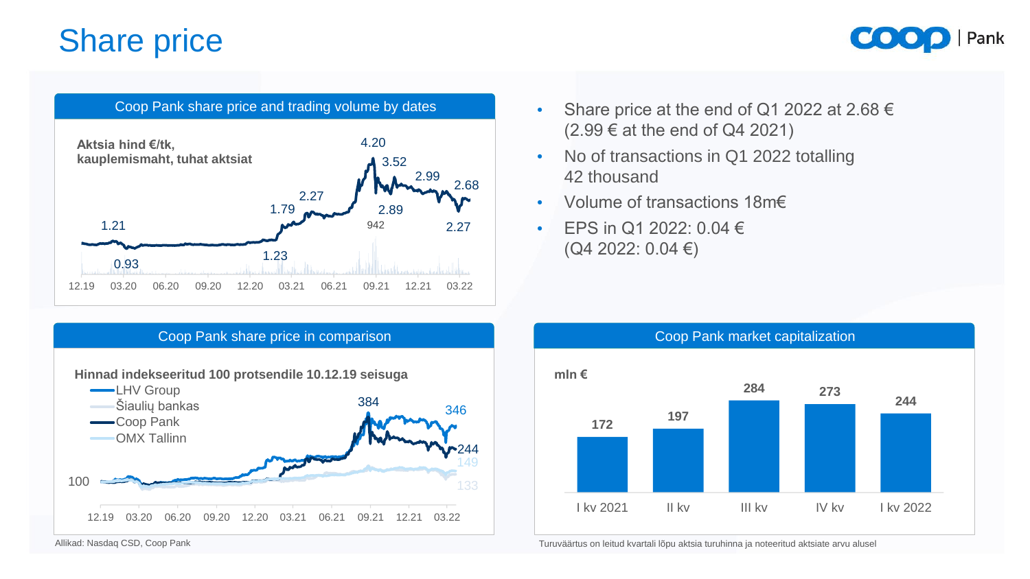# Share price

## Coop Pank share price and trading volume by dates

**Aktsia hind €/tk, kauplemismaht, tuhat aktsiat**

1.21 · 0.93 · 1.23 · 1.79 · 2.27 · 4.20 · 3.52 · 2.89 · 942 · 2.99 · 2.68 · 2.27

12.19 · 03.20 · 06.20 · 09.20 · 12.20 · 03.21 · 06.21 · 09.21 · 12.21 · 03.22

- Share price at the end of Q1 2022 at 2.68 € (2.99 € at the end of Q4 2021)
- No of transactions in Q1 2022 totalling 42 thousand
- Volume of transactions 18m€
- EPS in Q1 2022: 0.04 € (Q4 2022: 0.04 €)

## Coop Pank share price in comparison

**Hinnad indekseeritud 100 protsendile 10.12.19 seisuga**

- LHV Group
- Šiaulių bankas
- Coop Pank
- OMX Tallinn

100 · 384 · 346 · 244 · 149 · 133

12.19 · 03.20 · 06.20 · 09.20 · 12.20 · 03.21 · 06.21 · 09.21 · 12.21 · 03.22

Allikad: Nasdaq CSD, Coop Pank

## Coop Pank market capitalization

mln €

| I kv 2021 | II kv | III kv | IV kv | I kv 2022 |
|---|---|---|---|---|
| 172 | 197 | 284 | 273 | 244 |

Turuväärtus on leitud kvartali lõpu aktsia turuhinna ja noteeritud aktsiate arvu alusel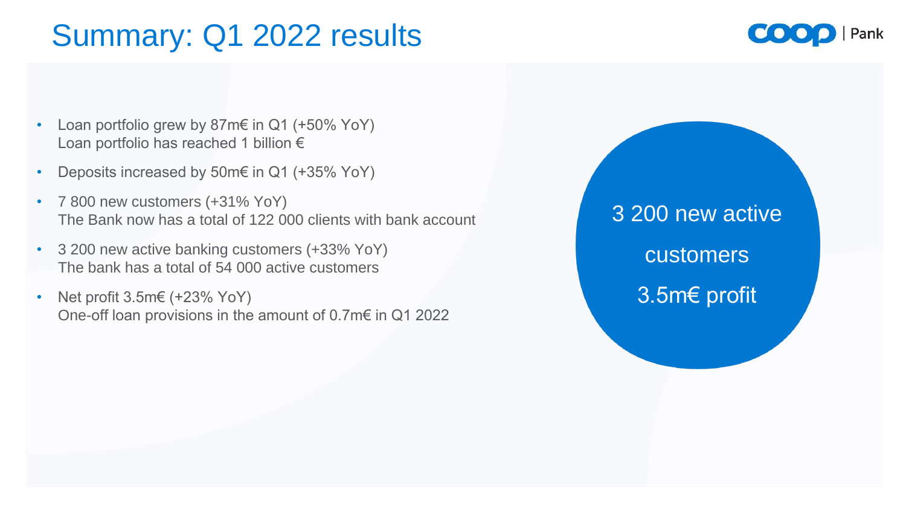# Summary: Q1 2022 results

- Loan portfolio grew by 87m€ in Q1 (+50% YoY)
  Loan portfolio has reached 1 billion €
- Deposits increased by 50m€ in Q1 (+35% YoY)
- 7 800 new customers (+31% YoY)
  The Bank now has a total of 122 000 clients with bank account
- 3 200 new active banking customers (+33% YoY)
  The bank has a total of 54 000 active customers
- Net profit 3.5m€ (+23% YoY)
  One-off loan provisions in the amount of 0.7m€ in Q1 2022

3 200 new active customers

3.5m€ profit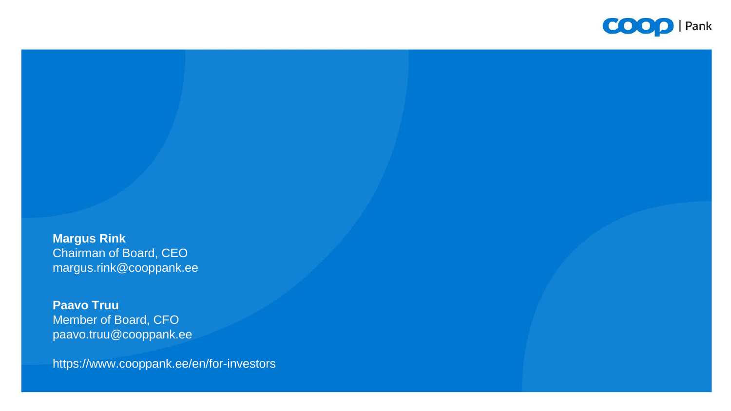**Margus Rink**
Chairman of Board, CEO
margus.rink@cooppank.ee

**Paavo Truu**
Member of Board, CFO
paavo.truu@cooppank.ee

https://www.cooppank.ee/en/for-investors